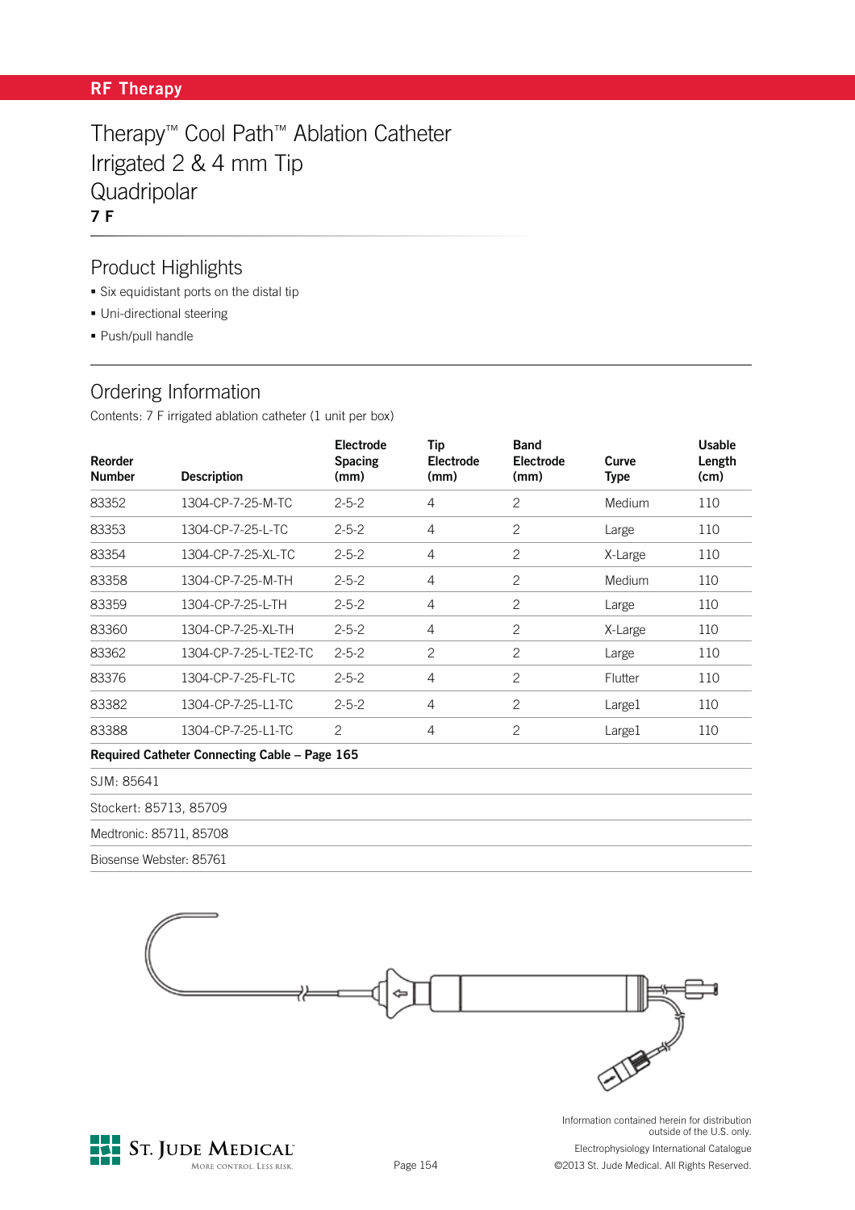RF Therapy

# Therapy™ Cool Path™ Ablation Catheter Irrigated 2 & 4 mm Tip Quadripolar

**7 F**

## Product Highlights

- Six equidistant ports on the distal tip
- Uni-directional steering
- Push/pull handle

## Ordering Information

Contents: 7 F irrigated ablation catheter (1 unit per box)

| Reorder Number | Description | Electrode Spacing (mm) | Tip Electrode (mm) | Band Electrode (mm) | Curve Type | Usable Length (cm) |
|---|---|---|---|---|---|---|
| 83352 | 1304-CP-7-25-M-TC | 2-5-2 | 4 | 2 | Medium | 110 |
| 83353 | 1304-CP-7-25-L-TC | 2-5-2 | 4 | 2 | Large | 110 |
| 83354 | 1304-CP-7-25-XL-TC | 2-5-2 | 4 | 2 | X-Large | 110 |
| 83358 | 1304-CP-7-25-M-TH | 2-5-2 | 4 | 2 | Medium | 110 |
| 83359 | 1304-CP-7-25-L-TH | 2-5-2 | 4 | 2 | Large | 110 |
| 83360 | 1304-CP-7-25-XL-TH | 2-5-2 | 4 | 2 | X-Large | 110 |
| 83362 | 1304-CP-7-25-L-TE2-TC | 2-5-2 | 2 | 2 | Large | 110 |
| 83376 | 1304-CP-7-25-FL-TC | 2-5-2 | 4 | 2 | Flutter | 110 |
| 83382 | 1304-CP-7-25-L1-TC | 2-5-2 | 4 | 2 | Large1 | 110 |
| 83388 | 1304-CP-7-25-L1-TC | 2 | 4 | 2 | Large1 | 110 |

**Required Catheter Connecting Cable – Page 165**

SJM: 85641

Stockert: 85713, 85709

Medtronic: 85711, 85708

Biosense Webster: 85761

St. Jude Medical — More control. Less risk.

Information contained herein for distribution outside of the U.S. only.

Electrophysiology International Catalogue

©2013 St. Jude Medical. All Rights Reserved.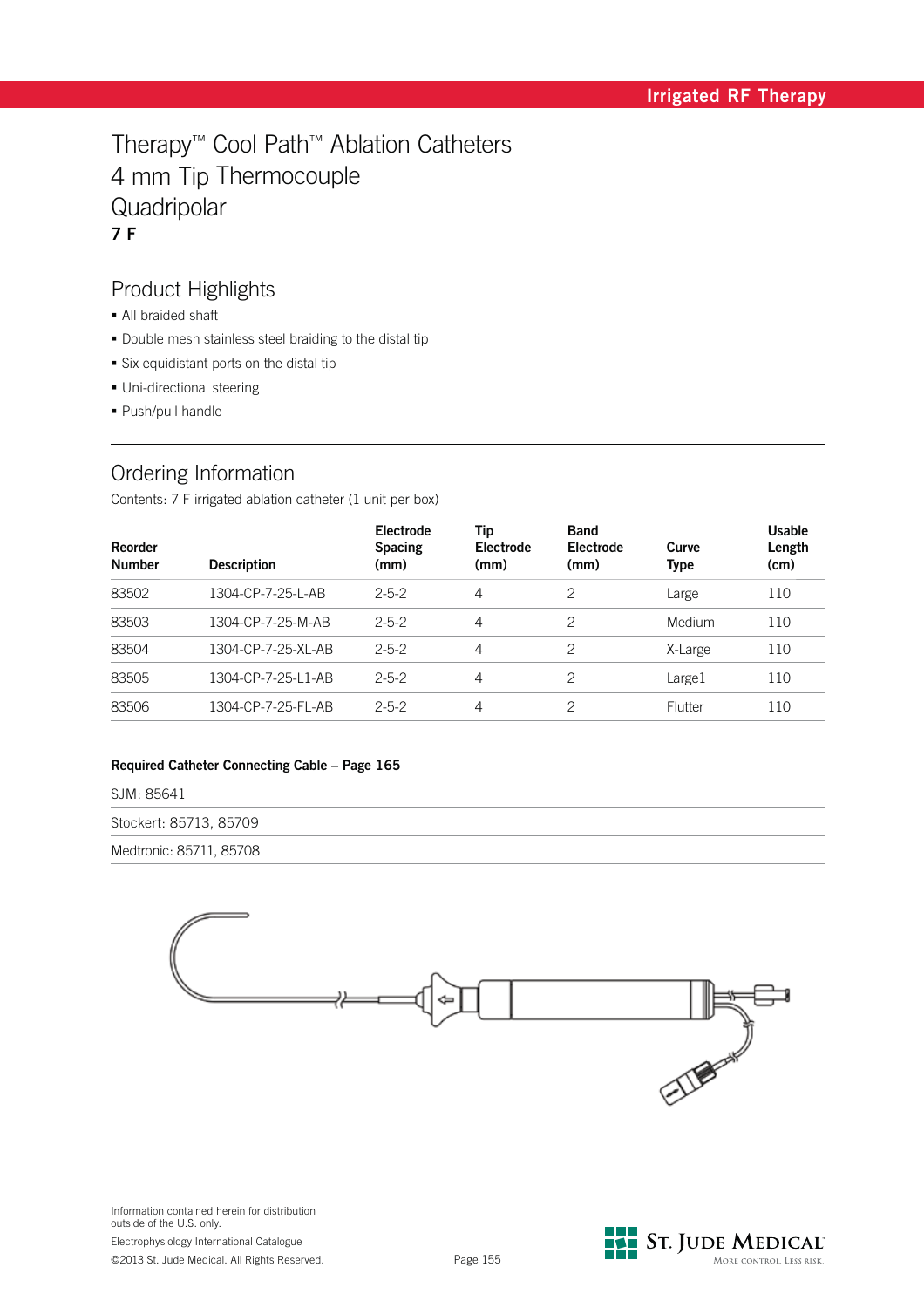# Therapy™ Cool Path™ Ablation Catheters
# 4 mm Tip Thermocouple
# Quadripolar
**7 F**

## Product Highlights

- All braided shaft
- Double mesh stainless steel braiding to the distal tip
- Six equidistant ports on the distal tip
- Uni-directional steering
- Push/pull handle

## Ordering Information

Contents: 7 F irrigated ablation catheter (1 unit per box)

| Reorder Number | Description | Electrode Spacing (mm) | Tip Electrode (mm) | Band Electrode (mm) | Curve Type | Usable Length (cm) |
|---|---|---|---|---|---|---|
| 83502 | 1304-CP-7-25-L-AB | 2-5-2 | 4 | 2 | Large | 110 |
| 83503 | 1304-CP-7-25-M-AB | 2-5-2 | 4 | 2 | Medium | 110 |
| 83504 | 1304-CP-7-25-XL-AB | 2-5-2 | 4 | 2 | X-Large | 110 |
| 83505 | 1304-CP-7-25-L1-AB | 2-5-2 | 4 | 2 | Large1 | 110 |
| 83506 | 1304-CP-7-25-FL-AB | 2-5-2 | 4 | 2 | Flutter | 110 |

**Required Catheter Connecting Cable – Page 165**

SJM: 85641

Stockert: 85713, 85709

Medtronic: 85711, 85708

Information contained herein for distribution outside of the U.S. only.

Electrophysiology International Catalogue

©2013 St. Jude Medical. All Rights Reserved.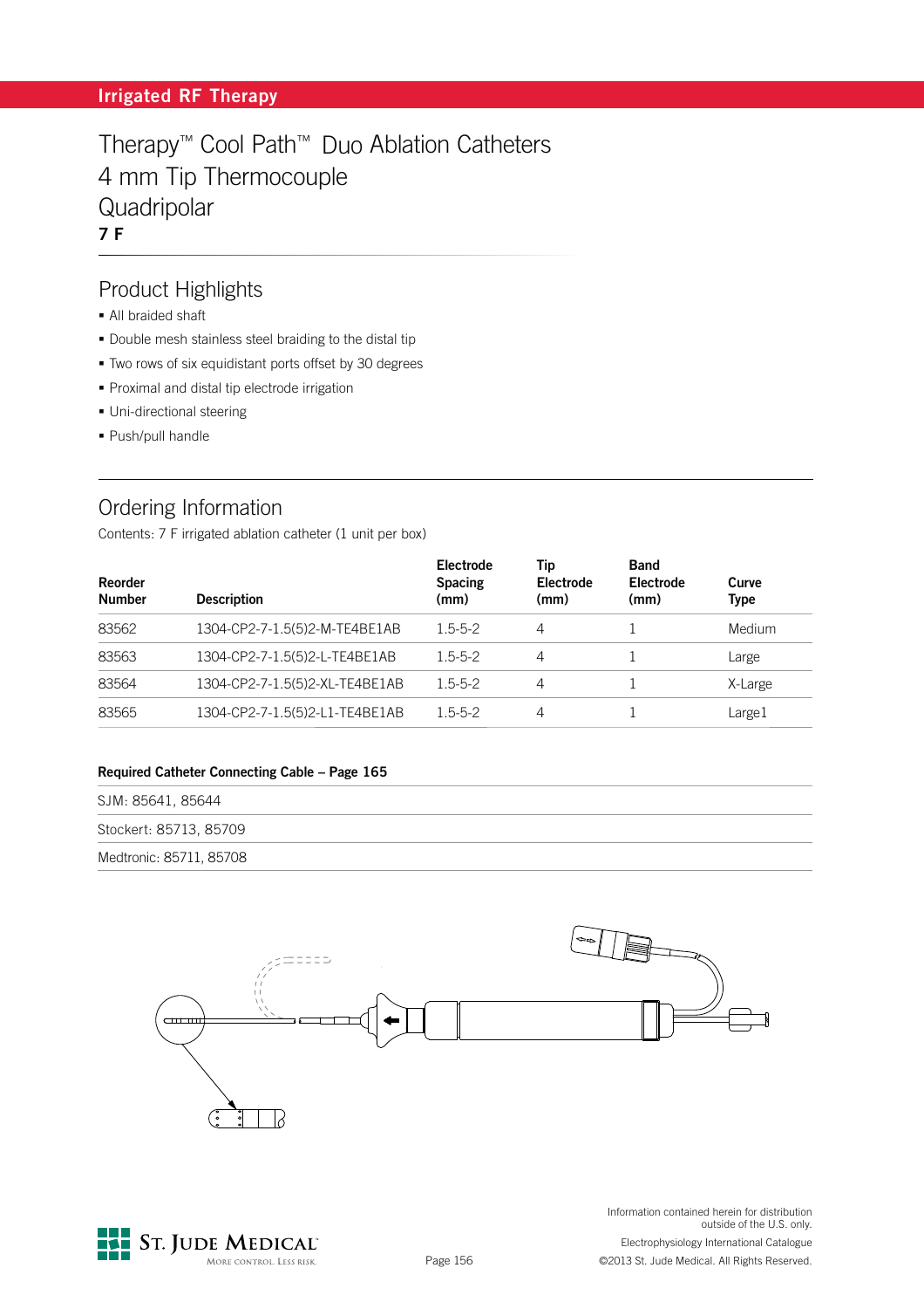## Irrigated RF Therapy

# Therapy™ Cool Path™ Duo Ablation Catheters 4 mm Tip Thermocouple Quadripolar

**7 F**

## Product Highlights

- All braided shaft
- Double mesh stainless steel braiding to the distal tip
- Two rows of six equidistant ports offset by 30 degrees
- Proximal and distal tip electrode irrigation
- Uni-directional steering
- Push/pull handle

## Ordering Information

Contents: 7 F irrigated ablation catheter (1 unit per box)

| Reorder Number | Description | Electrode Spacing (mm) | Tip Electrode (mm) | Band Electrode (mm) | Curve Type |
|---|---|---|---|---|---|
| 83562 | 1304-CP2-7-1.5(5)2-M-TE4BE1AB | 1.5-5-2 | 4 | 1 | Medium |
| 83563 | 1304-CP2-7-1.5(5)2-L-TE4BE1AB | 1.5-5-2 | 4 | 1 | Large |
| 83564 | 1304-CP2-7-1.5(5)2-XL-TE4BE1AB | 1.5-5-2 | 4 | 1 | X-Large |
| 83565 | 1304-CP2-7-1.5(5)2-L1-TE4BE1AB | 1.5-5-2 | 4 | 1 | Large1 |

| Required Catheter Connecting Cable – Page 165 |
|---|
| SJM: 85641, 85644 |
| Stockert: 85713, 85709 |
| Medtronic: 85711, 85708 |

Information contained herein for distribution outside of the U.S. only.

Electrophysiology International Catalogue

©2013 St. Jude Medical. All Rights Reserved.